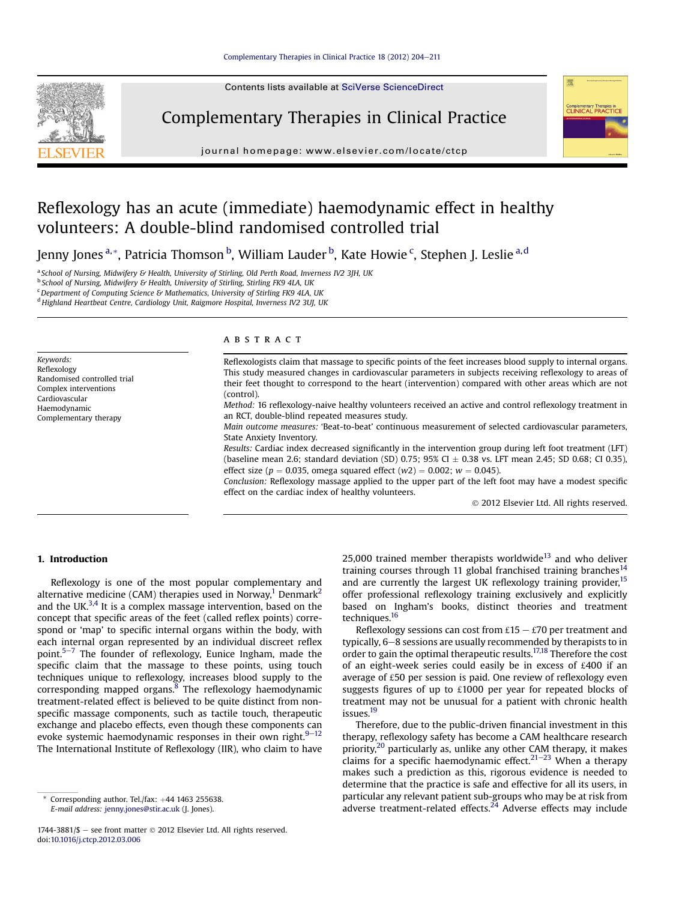# Reflexology has an acute (immediate) haemodynamic effect in healthy volunteers: A double-blind randomised controlled trial

Jenny Jones [a,*], Patricia Thomson [b], William Lauder [b], Kate Howie [c], Stephen J. Leslie [a,d]

[a] School of Nursing, Midwifery & Health, University of Stirling, Old Perth Road, Inverness IV2 3JH, UK
[b] School of Nursing, Midwifery & Health, University of Stirling, Stirling FK9 4LA, UK
[c] Department of Computing Science & Mathematics, University of Stirling FK9 4LA, UK
[d] Highland Heartbeat Centre, Cardiology Unit, Raigmore Hospital, Inverness IV2 3UJ, UK

*Keywords:*
Reflexology
Randomised controlled trial
Complex interventions
Cardiovascular
Haemodynamic
Complementary therapy

## ABSTRACT

Reflexologists claim that massage to specific points of the feet increases blood supply to internal organs. This study measured changes in cardiovascular parameters in subjects receiving reflexology to areas of their feet thought to correspond to the heart (intervention) compared with other areas which are not (control).

*Method:* 16 reflexology-naive healthy volunteers received an active and control reflexology treatment in an RCT, double-blind repeated measures study.

*Main outcome measures:* 'Beat-to-beat' continuous measurement of selected cardiovascular parameters, State Anxiety Inventory.

*Results:* Cardiac index decreased significantly in the intervention group during left foot treatment (LFT) (baseline mean 2.6; standard deviation (SD) 0.75; 95% CI ± 0.38 vs. LFT mean 2.45; SD 0.68; CI 0.35), effect size ($p = 0.035$, omega squared effect ($w2$) = 0.002; $w = 0.045$).

*Conclusion:* Reflexology massage applied to the upper part of the left foot may have a modest specific effect on the cardiac index of healthy volunteers.

© 2012 Elsevier Ltd. All rights reserved.

## 1. Introduction

Reflexology is one of the most popular complementary and alternative medicine (CAM) therapies used in Norway,[1] Denmark[2] and the UK.[3,4] It is a complex massage intervention, based on the concept that specific areas of the feet (called reflex points) correspond or 'map' to specific internal organs within the body, with each internal organ represented by an individual discreet reflex point.[5–7] The founder of reflexology, Eunice Ingham, made the specific claim that the massage to these points, using touch techniques unique to reflexology, increases blood supply to the corresponding mapped organs.[8] The reflexology haemodynamic treatment-related effect is believed to be quite distinct from non-specific massage components, such as tactile touch, therapeutic exchange and placebo effects, even though these components can evoke systemic haemodynamic responses in their own right.[9–12] The International Institute of Reflexology (IIR), who claim to have 25,000 trained member therapists worldwide[13] and who deliver training courses through 11 global franchised training branches[14] and are currently the largest UK reflexology training provider,[15] offer professional reflexology training exclusively and explicitly based on Ingham's books, distinct theories and treatment techniques.[16]

Reflexology sessions can cost from £15 – £70 per treatment and typically, 6–8 sessions are usually recommended by therapists to in order to gain the optimal therapeutic results.[17,18] Therefore the cost of an eight-week series could easily be in excess of £400 if an average of £50 per session is paid. One review of reflexology even suggests figures of up to £1000 per year for repeated blocks of treatment may not be unusual for a patient with chronic health issues.[19]

Therefore, due to the public-driven financial investment in this therapy, reflexology safety has become a CAM healthcare research priority,[20] particularly as, unlike any other CAM therapy, it makes claims for a specific haemodynamic effect.[21–23] When a therapy makes such a prediction as this, rigorous evidence is needed to determine that the practice is safe and effective for all its users, in particular any relevant patient sub-groups who may be at risk from adverse treatment-related effects.[24] Adverse effects may include

* Corresponding author. Tel./fax: +44 1463 255638.
*E-mail address:* jenny.jones@stir.ac.uk (J. Jones).

1744-3881/$ – see front matter © 2012 Elsevier Ltd. All rights reserved.
doi:10.1016/j.ctcp.2012.03.006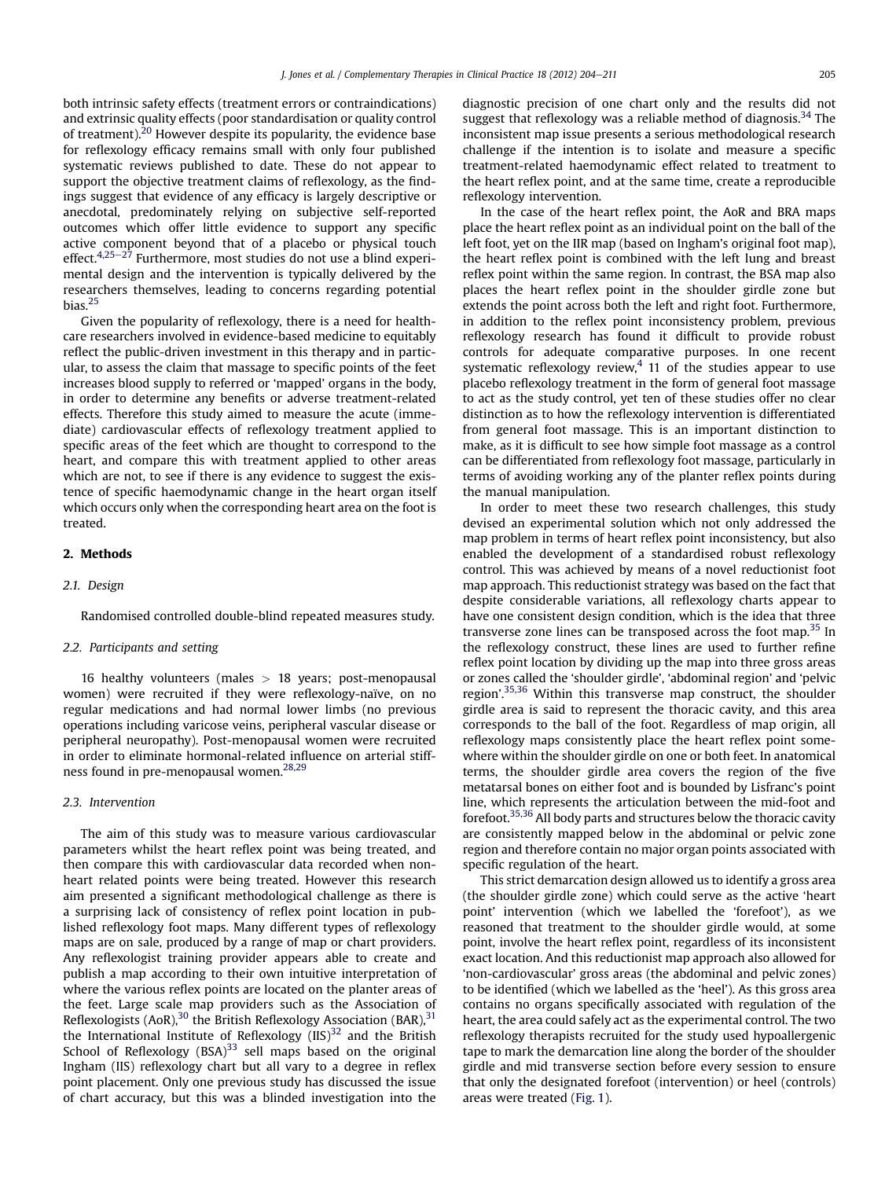both intrinsic safety effects (treatment errors or contraindications) and extrinsic quality effects (poor standardisation or quality control of treatment).[20] However despite its popularity, the evidence base for reflexology efficacy remains small with only four published systematic reviews published to date. These do not appear to support the objective treatment claims of reflexology, as the findings suggest that evidence of any efficacy is largely descriptive or anecdotal, predominately relying on subjective self-reported outcomes which offer little evidence to support any specific active component beyond that of a placebo or physical touch effect.[4,25–27] Furthermore, most studies do not use a blind experimental design and the intervention is typically delivered by the researchers themselves, leading to concerns regarding potential bias.[25]

Given the popularity of reflexology, there is a need for healthcare researchers involved in evidence-based medicine to equitably reflect the public-driven investment in this therapy and in particular, to assess the claim that massage to specific points of the feet increases blood supply to referred or 'mapped' organs in the body, in order to determine any benefits or adverse treatment-related effects. Therefore this study aimed to measure the acute (immediate) cardiovascular effects of reflexology treatment applied to specific areas of the feet which are thought to correspond to the heart, and compare this with treatment applied to other areas which are not, to see if there is any evidence to suggest the existence of specific haemodynamic change in the heart organ itself which occurs only when the corresponding heart area on the foot is treated.

## 2. Methods

### 2.1. Design

Randomised controlled double-blind repeated measures study.

### 2.2. Participants and setting

16 healthy volunteers (males > 18 years; post-menopausal women) were recruited if they were reflexology-naïve, on no regular medications and had normal lower limbs (no previous operations including varicose veins, peripheral vascular disease or peripheral neuropathy). Post-menopausal women were recruited in order to eliminate hormonal-related influence on arterial stiffness found in pre-menopausal women.[28,29]

### 2.3. Intervention

The aim of this study was to measure various cardiovascular parameters whilst the heart reflex point was being treated, and then compare this with cardiovascular data recorded when non-heart related points were being treated. However this research aim presented a significant methodological challenge as there is a surprising lack of consistency of reflex point location in published reflexology foot maps. Many different types of reflexology maps are on sale, produced by a range of map or chart providers. Any reflexologist training provider appears able to create and publish a map according to their own intuitive interpretation of where the various reflex points are located on the planter areas of the feet. Large scale map providers such as the Association of Reflexologists (AoR),[30] the British Reflexology Association (BAR),[31] the International Institute of Reflexology (IIS)[32] and the British School of Reflexology (BSA)[33] sell maps based on the original Ingham (IIS) reflexology chart but all vary to a degree in reflex point placement. Only one previous study has discussed the issue of chart accuracy, but this was a blinded investigation into the diagnostic precision of one chart only and the results did not suggest that reflexology was a reliable method of diagnosis.[34] The inconsistent map issue presents a serious methodological research challenge if the intention is to isolate and measure a specific treatment-related haemodynamic effect related to treatment to the heart reflex point, and at the same time, create a reproducible reflexology intervention.

In the case of the heart reflex point, the AoR and BRA maps place the heart reflex point as an individual point on the ball of the left foot, yet on the IIR map (based on Ingham's original foot map), the heart reflex point is combined with the left lung and breast reflex point within the same region. In contrast, the BSA map also places the heart reflex point in the shoulder girdle zone but extends the point across both the left and right foot. Furthermore, in addition to the reflex point inconsistency problem, previous reflexology research has found it difficult to provide robust controls for adequate comparative purposes. In one recent systematic reflexology review,[4] 11 of the studies appear to use placebo reflexology treatment in the form of general foot massage to act as the study control, yet ten of these studies offer no clear distinction as to how the reflexology intervention is differentiated from general foot massage. This is an important distinction to make, as it is difficult to see how simple foot massage as a control can be differentiated from reflexology foot massage, particularly in terms of avoiding working any of the planter reflex points during the manual manipulation.

In order to meet these two research challenges, this study devised an experimental solution which not only addressed the map problem in terms of heart reflex point inconsistency, but also enabled the development of a standardised robust reflexology control. This was achieved by means of a novel reductionist foot map approach. This reductionist strategy was based on the fact that despite considerable variations, all reflexology charts appear to have one consistent design condition, which is the idea that three transverse zone lines can be transposed across the foot map.[35] In the reflexology construct, these lines are used to further refine reflex point location by dividing up the map into three gross areas or zones called the 'shoulder girdle', 'abdominal region' and 'pelvic region'.[35,36] Within this transverse map construct, the shoulder girdle area is said to represent the thoracic cavity, and this area corresponds to the ball of the foot. Regardless of map origin, all reflexology maps consistently place the heart reflex point somewhere within the shoulder girdle on one or both feet. In anatomical terms, the shoulder girdle area covers the region of the five metatarsal bones on either foot and is bounded by Lisfranc's point line, which represents the articulation between the mid-foot and forefoot.[35,36] All body parts and structures below the thoracic cavity are consistently mapped below in the abdominal or pelvic zone region and therefore contain no major organ points associated with specific regulation of the heart.

This strict demarcation design allowed us to identify a gross area (the shoulder girdle zone) which could serve as the active 'heart point' intervention (which we labelled the 'forefoot'), as we reasoned that treatment to the shoulder girdle would, at some point, involve the heart reflex point, regardless of its inconsistent exact location. And this reductionist map approach also allowed for 'non-cardiovascular' gross areas (the abdominal and pelvic zones) to be identified (which we labelled as the 'heel'). As this gross area contains no organs specifically associated with regulation of the heart, the area could safely act as the experimental control. The two reflexology therapists recruited for the study used hypoallergenic tape to mark the demarcation line along the border of the shoulder girdle and mid transverse section before every session to ensure that only the designated forefoot (intervention) or heel (controls) areas were treated (Fig. 1).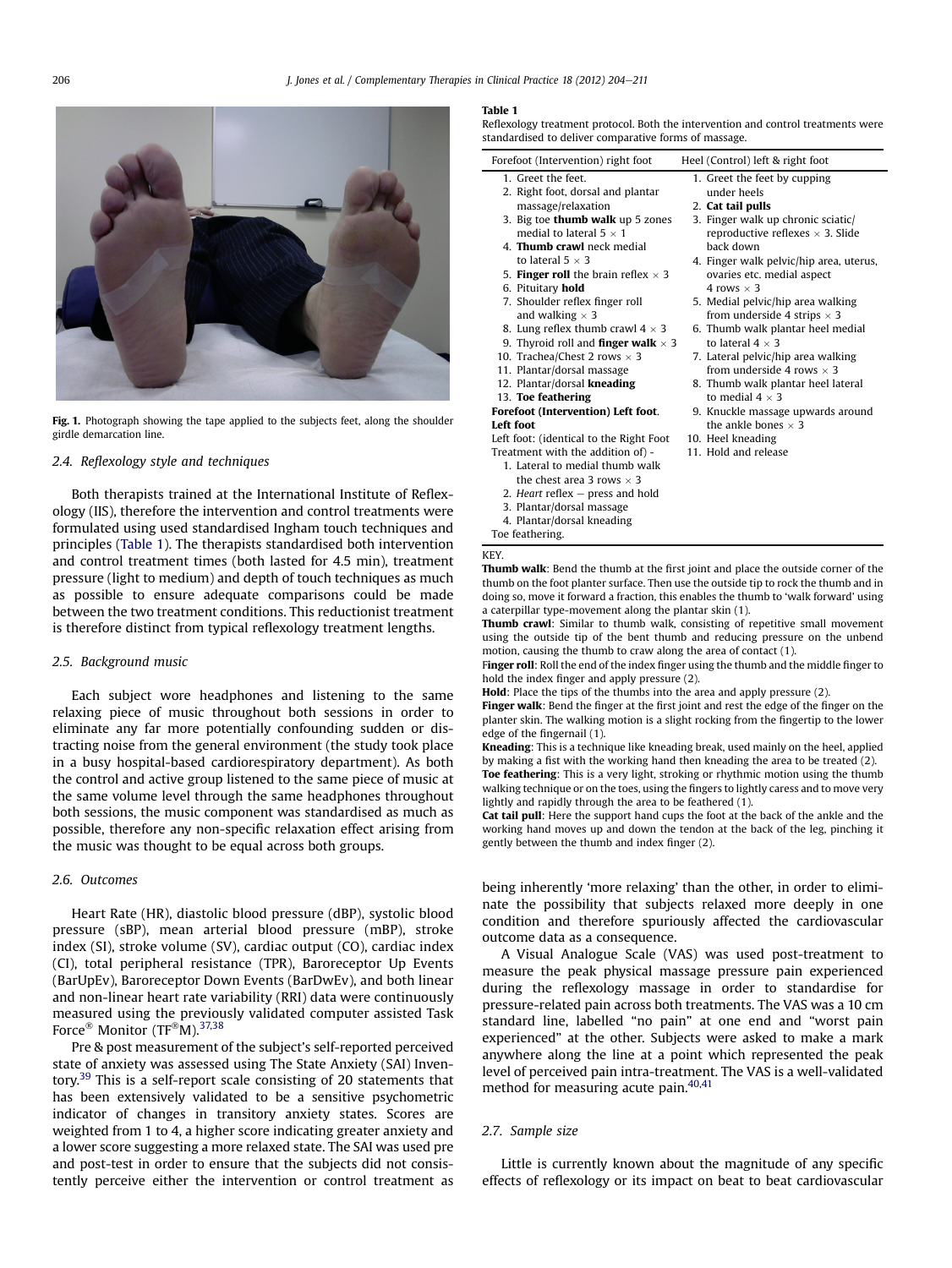Fig. 1. Photograph showing the tape applied to the subjects feet, along the shoulder girdle demarcation line.

### 2.4. Reflexology style and techniques

Both therapists trained at the International Institute of Reflexology (IIS), therefore the intervention and control treatments were formulated using used standardised Ingham touch techniques and principles (Table 1). The therapists standardised both intervention and control treatment times (both lasted for 4.5 min), treatment pressure (light to medium) and depth of touch techniques as much as possible to ensure adequate comparisons could be made between the two treatment conditions. This reductionist treatment is therefore distinct from typical reflexology treatment lengths.

### 2.5. Background music

Each subject wore headphones and listening to the same relaxing piece of music throughout both sessions in order to eliminate any far more potentially confounding sudden or distracting noise from the general environment (the study took place in a busy hospital-based cardiorespiratory department). As both the control and active group listened to the same piece of music at the same volume level through the same headphones throughout both sessions, the music component was standardised as much as possible, therefore any non-specific relaxation effect arising from the music was thought to be equal across both groups.

### 2.6. Outcomes

Heart Rate (HR), diastolic blood pressure (dBP), systolic blood pressure (sBP), mean arterial blood pressure (mBP), stroke index (SI), stroke volume (SV), cardiac output (CO), cardiac index (CI), total peripheral resistance (TPR), Baroreceptor Up Events (BarUpEv), Baroreceptor Down Events (BarDwEv), and both linear and non-linear heart rate variability (RRI) data were continuously measured using the previously validated computer assisted Task Force® Monitor (TF®M).[37,38]

Pre & post measurement of the subject's self-reported perceived state of anxiety was assessed using The State Anxiety (SAI) Inventory.[39] This is a self-report scale consisting of 20 statements that has been extensively validated to be a sensitive psychometric indicator of changes in transitory anxiety states. Scores are weighted from 1 to 4, a higher score indicating greater anxiety and a lower score suggesting a more relaxed state. The SAI was used pre and post-test in order to ensure that the subjects did not consistently perceive either the intervention or control treatment as being inherently 'more relaxing' than the other, in order to eliminate the possibility that subjects relaxed more deeply in one condition and therefore spuriously affected the cardiovascular outcome data as a consequence.

A Visual Analogue Scale (VAS) was used post-treatment to measure the peak physical massage pressure pain experienced during the reflexology massage in order to standardise for pressure-related pain across both treatments. The VAS was a 10 cm standard line, labelled "no pain" at one end and "worst pain experienced" at the other. Subjects were asked to make a mark anywhere along the line at a point which represented the peak level of perceived pain intra-treatment. The VAS is a well-validated method for measuring acute pain.[40,41]

**Table 1**
Reflexology treatment protocol. Both the intervention and control treatments were standardised to deliver comparative forms of massage.

| Forefoot (Intervention) right foot | Heel (Control) left & right foot |
|---|---|
| 1. Greet the feet. | 1. Greet the feet by cupping under heels |
| 2. Right foot, dorsal and plantar massage/relaxation | 2. **Cat tail pulls** |
| 3. Big toe **thumb walk** up 5 zones medial to lateral 5 × 1 | 3. Finger walk up chronic sciatic/ reproductive reflexes × 3. Slide back down |
| 4. **Thumb crawl** neck medial to lateral 5 × 3 | 4. Finger walk pelvic/hip area, uterus, ovaries etc. medial aspect 4 rows × 3 |
| 5. **Finger roll** the brain reflex × 3 | 5. Medial pelvic/hip area walking from underside 4 strips × 3 |
| 6. Pituitary **hold** | 6. Thumb walk plantar heel medial to lateral 4 × 3 |
| 7. Shoulder reflex finger roll and walking × 3 | 7. Lateral pelvic/hip area walking from underside 4 rows × 3 |
| 8. Lung reflex thumb crawl 4 × 3 | 8. Thumb walk plantar heel lateral to medial 4 × 3 |
| 9. Thyroid roll and **finger walk** × 3 | 9. Knuckle massage upwards around the ankle bones × 3 |
| 10. Trachea/Chest 2 rows × 3 | 10. Heel kneading |
| 11. Plantar/dorsal massage | 11. Hold and release |
| 12. Plantar/dorsal **kneading** | |
| 13. **Toe feathering** | |
| **Forefoot (Intervention) Left foot.** | |
| **Left foot** | |
| Left foot: (identical to the Right Foot Treatment with the addition of) - | |
| 1. Lateral to medial thumb walk the chest area 3 rows × 3 | |
| 2. *Heart* reflex – press and hold | |
| 3. Plantar/dorsal massage | |
| 4. Plantar/dorsal kneading | |
| Toe feathering. | |

KEY.

**Thumb walk**: Bend the thumb at the first joint and place the outside corner of the thumb on the foot planter surface. Then use the outside tip to rock the thumb and in doing so, move it forward a fraction, this enables the thumb to 'walk forward' using a caterpillar type-movement along the plantar skin (1).

**Thumb crawl**: Similar to thumb walk, consisting of repetitive small movement using the outside tip of the bent thumb and reducing pressure on the unbend motion, causing the thumb to craw along the area of contact (1).

**Finger roll**: Roll the end of the index finger using the thumb and the middle finger to hold the index finger and apply pressure (2).

**Hold**: Place the tips of the thumbs into the area and apply pressure (2).

**Finger walk**: Bend the finger at the first joint and rest the edge of the finger on the planter skin. The walking motion is a slight rocking from the fingertip to the lower edge of the fingernail (1).

**Kneading**: This is a technique like kneading break, used mainly on the heel, applied by making a fist with the working hand then kneading the area to be treated (2).

**Toe feathering**: This is a very light, stroking or rhythmic motion using the thumb walking technique or on the toes, using the fingers to lightly caress and to move very lightly and rapidly through the area to be feathered (1).

**Cat tail pull**: Here the support hand cups the foot at the back of the ankle and the working hand moves up and down the tendon at the back of the leg, pinching it gently between the thumb and index finger (2).

### 2.7. Sample size

Little is currently known about the magnitude of any specific effects of reflexology or its impact on beat to beat cardiovascular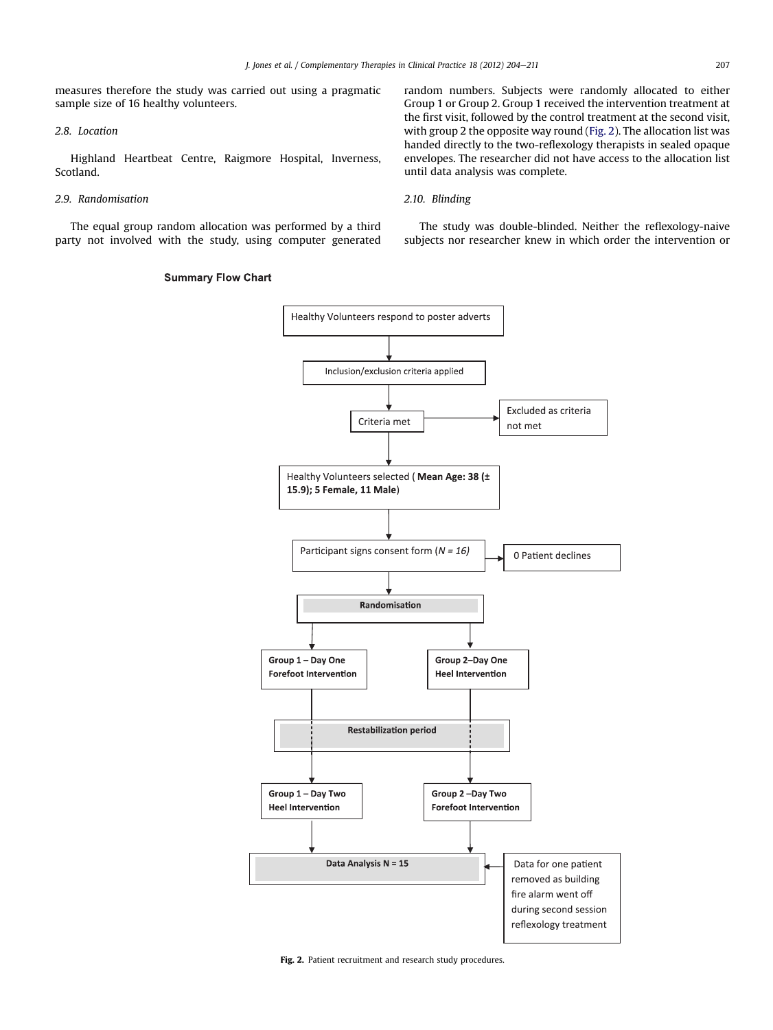measures therefore the study was carried out using a pragmatic sample size of 16 healthy volunteers.

### 2.8. Location

Highland Heartbeat Centre, Raigmore Hospital, Inverness, Scotland.

### 2.9. Randomisation

The equal group random allocation was performed by a third party not involved with the study, using computer generated random numbers. Subjects were randomly allocated to either Group 1 or Group 2. Group 1 received the intervention treatment at the first visit, followed by the control treatment at the second visit, with group 2 the opposite way round (Fig. 2). The allocation list was handed directly to the two-reflexology therapists in sealed opaque envelopes. The researcher did not have access to the allocation list until data analysis was complete.

### 2.10. Blinding

The study was double-blinded. Neither the reflexology-naive subjects nor researcher knew in which order the intervention or

**Summary Flow Chart**

Healthy Volunteers respond to poster adverts

Inclusion/exclusion criteria applied

Criteria met → Excluded as criteria not met

Healthy Volunteers selected ( **Mean Age: 38 (± 15.9); 5 Female, 11 Male**)

Participant signs consent form (*N = 16)* → 0 Patient declines

**Randomisation**

**Group 1 – Day One Forefoot Intervention** | **Group 2–Day One Heel Intervention**

**Restabilization period**

**Group 1 – Day Two Heel Intervention** | **Group 2 –Day Two Forefoot Intervention**

**Data Analysis N = 15** ← Data for one patient removed as building fire alarm went off during second session reflexology treatment

**Fig. 2.** Patient recruitment and research study procedures.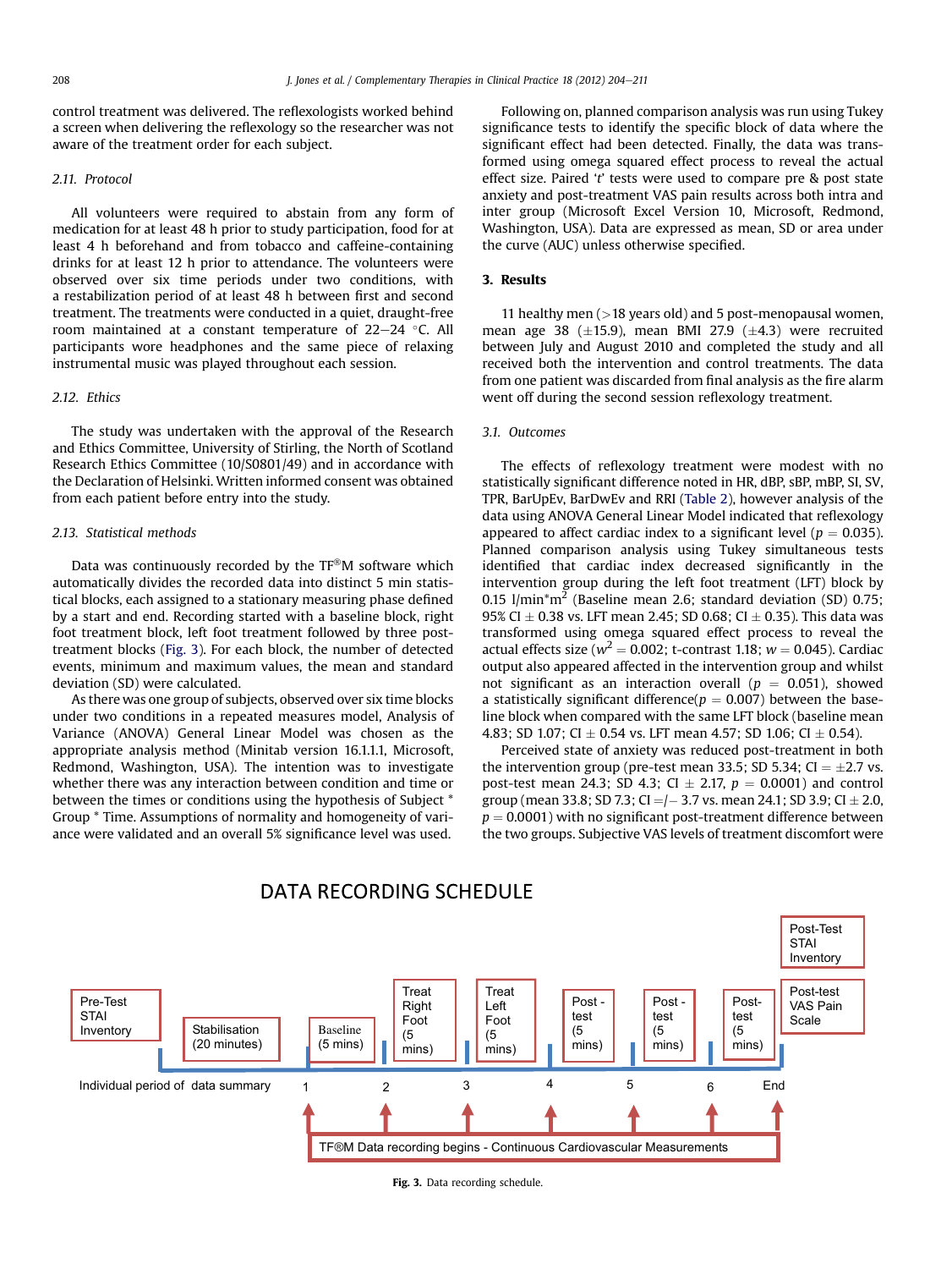control treatment was delivered. The reflexologists worked behind a screen when delivering the reflexology so the researcher was not aware of the treatment order for each subject.

### 2.11. Protocol

All volunteers were required to abstain from any form of medication for at least 48 h prior to study participation, food for at least 4 h beforehand and from tobacco and caffeine-containing drinks for at least 12 h prior to attendance. The volunteers were observed over six time periods under two conditions, with a restabilization period of at least 48 h between first and second treatment. The treatments were conducted in a quiet, draught-free room maintained at a constant temperature of 22–24 °C. All participants wore headphones and the same piece of relaxing instrumental music was played throughout each session.

### 2.12. Ethics

The study was undertaken with the approval of the Research and Ethics Committee, University of Stirling, the North of Scotland Research Ethics Committee (10/S0801/49) and in accordance with the Declaration of Helsinki. Written informed consent was obtained from each patient before entry into the study.

### 2.13. Statistical methods

Data was continuously recorded by the TF®M software which automatically divides the recorded data into distinct 5 min statistical blocks, each assigned to a stationary measuring phase defined by a start and end. Recording started with a baseline block, right foot treatment block, left foot treatment followed by three post-treatment blocks (Fig. 3). For each block, the number of detected events, minimum and maximum values, the mean and standard deviation (SD) were calculated.

As there was one group of subjects, observed over six time blocks under two conditions in a repeated measures model, Analysis of Variance (ANOVA) General Linear Model was chosen as the appropriate analysis method (Minitab version 16.1.1.1, Microsoft, Redmond, Washington, USA). The intention was to investigate whether there was any interaction between condition and time or between the times or conditions using the hypothesis of Subject * Group * Time. Assumptions of normality and homogeneity of variance were validated and an overall 5% significance level was used.

Following on, planned comparison analysis was run using Tukey significance tests to identify the specific block of data where the significant effect had been detected. Finally, the data was transformed using omega squared effect process to reveal the actual effect size. Paired '*t*' tests were used to compare pre & post state anxiety and post-treatment VAS pain results across both intra and inter group (Microsoft Excel Version 10, Microsoft, Redmond, Washington, USA). Data are expressed as mean, SD or area under the curve (AUC) unless otherwise specified.

## 3. Results

11 healthy men (>18 years old) and 5 post-menopausal women, mean age 38 (±15.9), mean BMI 27.9 (±4.3) were recruited between July and August 2010 and completed the study and all received both the intervention and control treatments. The data from one patient was discarded from final analysis as the fire alarm went off during the second session reflexology treatment.

### 3.1. Outcomes

The effects of reflexology treatment were modest with no statistically significant difference noted in HR, dBP, sBP, mBP, SI, SV, TPR, BarUpEv, BarDwEv and RRI (Table 2), however analysis of the data using ANOVA General Linear Model indicated that reflexology appeared to affect cardiac index to a significant level ($p = 0.035$). Planned comparison analysis using Tukey simultaneous tests identified that cardiac index decreased significantly in the intervention group during the left foot treatment (LFT) block by 0.15 l/min*m$^2$ (Baseline mean 2.6; standard deviation (SD) 0.75; 95% CI ± 0.38 vs. LFT mean 2.45; SD 0.68; CI ± 0.35). This data was transformed using omega squared effect process to reveal the actual effects size ($w^2 = 0.002$; t-contrast 1.18; $w = 0.045$). Cardiac output also appeared affected in the intervention group and whilst not significant as an interaction overall ($p = 0.051$), showed a statistically significant difference($p = 0.007$) between the baseline block when compared with the same LFT block (baseline mean 4.83; SD 1.07; CI ± 0.54 vs. LFT mean 4.57; SD 1.06; CI ± 0.54).

Perceived state of anxiety was reduced post-treatment in both the intervention group (pre-test mean 33.5; SD 5.34; CI = ±2.7 vs. post-test mean 24.3; SD 4.3; CI ± 2.17, $p = 0.0001$) and control group (mean 33.8; SD 7.3; CI =/− 3.7 vs. mean 24.1; SD 3.9; CI ± 2.0, $p = 0.0001$) with no significant post-treatment difference between the two groups. Subjective VAS levels of treatment discomfort were

DATA RECORDING SCHEDULE

Pre-Test STAI Inventory | Stabilisation (20 minutes) | Baseline (5 mins) | Treat Right Foot (5 mins) | Treat Left Foot (5 mins) | Post-test (5 mins) | Post-test (5 mins) | Post-test (5 mins) | Post-Test STAI Inventory | Post-test VAS Pain Scale

Individual period of data summary: 1, 2, 3, 4, 5, 6, End

TF®M Data recording begins - Continuous Cardiovascular Measurements

Fig. 3. Data recording schedule.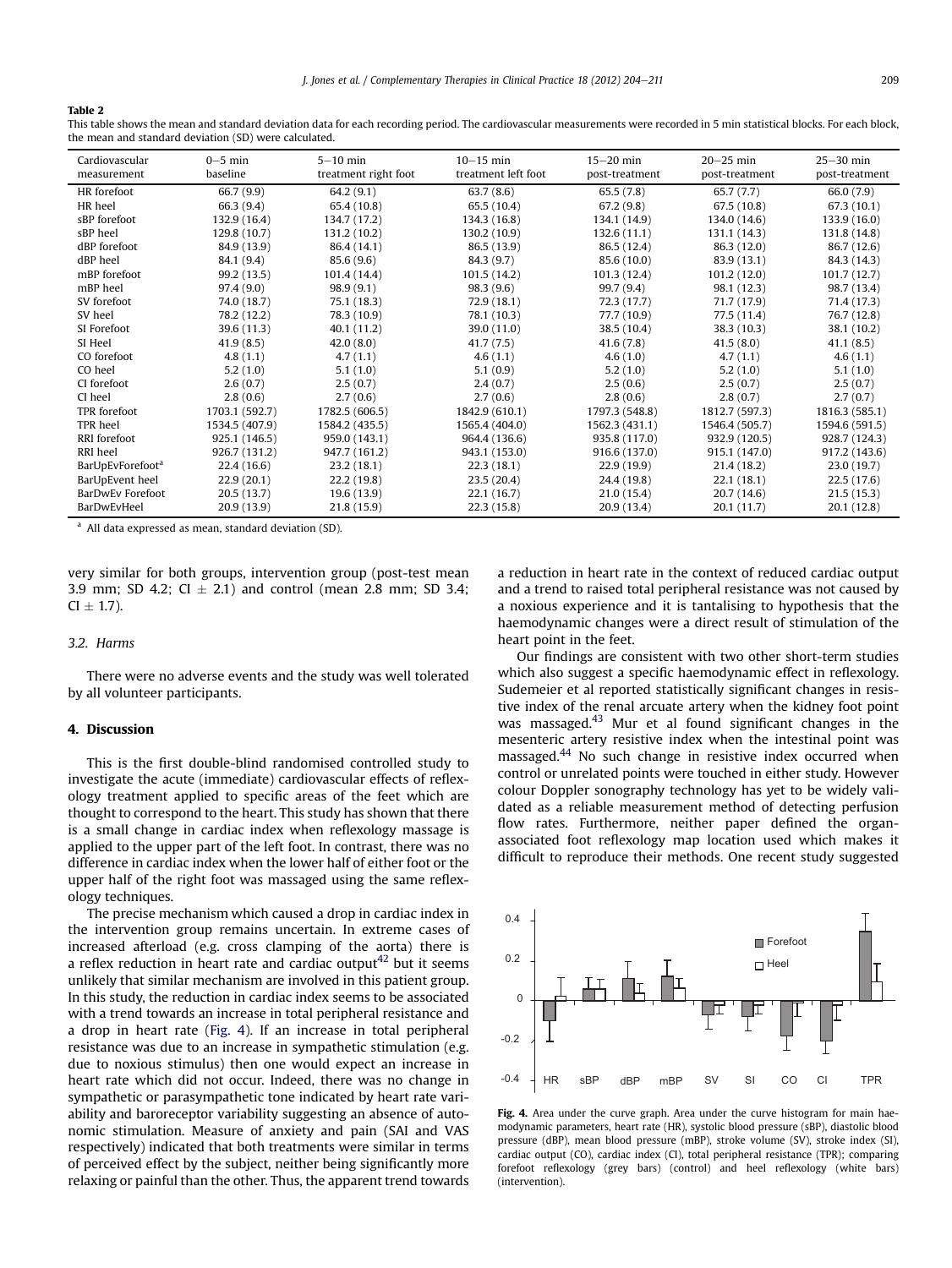**Table 2**

This table shows the mean and standard deviation data for each recording period. The cardiovascular measurements were recorded in 5 min statistical blocks. For each block, the mean and standard deviation (SD) were calculated.

| Cardiovascular measurement | 0–5 min baseline | 5–10 min treatment right foot | 10–15 min treatment left foot | 15–20 min post-treatment | 20–25 min post-treatment | 25–30 min post-treatment |
|---|---|---|---|---|---|---|
| HR forefoot | 66.7 (9.9) | 64.2 (9.1) | 63.7 (8.6) | 65.5 (7.8) | 65.7 (7.7) | 66.0 (7.9) |
| HR heel | 66.3 (9.4) | 65.4 (10.8) | 65.5 (10.4) | 67.2 (9.8) | 67.5 (10.8) | 67.3 (10.1) |
| sBP forefoot | 132.9 (16.4) | 134.7 (17.2) | 134.3 (16.8) | 134.1 (14.9) | 134.0 (14.6) | 133.9 (16.0) |
| sBP heel | 129.8 (10.7) | 131.2 (10.2) | 130.2 (10.9) | 132.6 (11.1) | 131.1 (14.3) | 131.8 (14.8) |
| dBP forefoot | 84.9 (13.9) | 86.4 (14.1) | 86.5 (13.9) | 86.5 (12.4) | 86.3 (12.0) | 86.7 (12.6) |
| dBP heel | 84.1 (9.4) | 85.6 (9.6) | 84.3 (9.7) | 85.6 (10.0) | 83.9 (13.1) | 84.3 (14.3) |
| mBP forefoot | 99.2 (13.5) | 101.4 (14.4) | 101.5 (14.2) | 101.3 (12.4) | 101.2 (12.0) | 101.7 (12.7) |
| mBP heel | 97.4 (9.0) | 98.9 (9.1) | 98.3 (9.6) | 99.7 (9.4) | 98.1 (12.3) | 98.7 (13.4) |
| SV forefoot | 74.0 (18.7) | 75.1 (18.3) | 72.9 (18.1) | 72.3 (17.7) | 71.7 (17.9) | 71.4 (17.3) |
| SV heel | 78.2 (12.2) | 78.3 (10.9) | 78.1 (10.3) | 77.7 (10.9) | 77.5 (11.4) | 76.7 (12.8) |
| SI Forefoot | 39.6 (11.3) | 40.1 (11.2) | 39.0 (11.0) | 38.5 (10.4) | 38.3 (10.3) | 38.1 (10.2) |
| SI Heel | 41.9 (8.5) | 42.0 (8.0) | 41.7 (7.5) | 41.6 (7.8) | 41.5 (8.0) | 41.1 (8.5) |
| CO forefoot | 4.8 (1.1) | 4.7 (1.1) | 4.6 (1.1) | 4.6 (1.0) | 4.7 (1.1) | 4.6 (1.1) |
| CO heel | 5.2 (1.0) | 5.1 (1.0) | 5.1 (0.9) | 5.2 (1.0) | 5.2 (1.0) | 5.1 (1.0) |
| CI forefoot | 2.6 (0.7) | 2.5 (0.7) | 2.4 (0.7) | 2.5 (0.6) | 2.5 (0.7) | 2.5 (0.7) |
| CI heel | 2.8 (0.6) | 2.7 (0.6) | 2.7 (0.6) | 2.8 (0.6) | 2.8 (0.7) | 2.7 (0.7) |
| TPR forefoot | 1703.1 (592.7) | 1782.5 (606.5) | 1842.9 (610.1) | 1797.3 (548.8) | 1812.7 (597.3) | 1816.3 (585.1) |
| TPR heel | 1534.5 (407.9) | 1584.2 (435.5) | 1565.4 (404.0) | 1562.3 (431.1) | 1546.4 (505.7) | 1594.6 (591.5) |
| RRI forefoot | 925.1 (146.5) | 959.0 (143.1) | 964.4 (136.6) | 935.8 (117.0) | 932.9 (120.5) | 928.7 (124.3) |
| RRI heel | 926.7 (131.2) | 947.7 (161.2) | 943.1 (153.0) | 916.6 (137.0) | 915.1 (147.0) | 917.2 (143.6) |
| BarUpEvForefoot[a] | 22.4 (16.6) | 23.2 (18.1) | 22.3 (18.1) | 22.9 (19.9) | 21.4 (18.2) | 23.0 (19.7) |
| BarUpEvent heel | 22.9 (20.1) | 22.2 (19.8) | 23.5 (20.4) | 24.4 (19.8) | 22.1 (18.1) | 22.5 (17.6) |
| BarDwEv Forefoot | 20.5 (13.7) | 19.6 (13.9) | 22.1 (16.7) | 21.0 (15.4) | 20.7 (14.6) | 21.5 (15.3) |
| BarDwEvHeel | 20.9 (13.9) | 21.8 (15.9) | 22.3 (15.8) | 20.9 (13.4) | 20.1 (11.7) | 20.1 (12.8) |

[a] All data expressed as mean, standard deviation (SD).

very similar for both groups, intervention group (post-test mean 3.9 mm; SD 4.2; CI ± 2.1) and control (mean 2.8 mm; SD 3.4; CI ± 1.7).

### 3.2. Harms

There were no adverse events and the study was well tolerated by all volunteer participants.

## 4. Discussion

This is the first double-blind randomised controlled study to investigate the acute (immediate) cardiovascular effects of reflexology treatment applied to specific areas of the feet which are thought to correspond to the heart. This study has shown that there is a small change in cardiac index when reflexology massage is applied to the upper part of the left foot. In contrast, there was no difference in cardiac index when the lower half of either foot or the upper half of the right foot was massaged using the same reflexology techniques.

The precise mechanism which caused a drop in cardiac index in the intervention group remains uncertain. In extreme cases of increased afterload (e.g. cross clamping of the aorta) there is a reflex reduction in heart rate and cardiac output[42] but it seems unlikely that similar mechanism are involved in this patient group. In this study, the reduction in cardiac index seems to be associated with a trend towards an increase in total peripheral resistance and a drop in heart rate (Fig. 4). If an increase in total peripheral resistance was due to an increase in sympathetic stimulation (e.g. due to noxious stimulus) then one would expect an increase in heart rate which did not occur. Indeed, there was no change in sympathetic or parasympathetic tone indicated by heart rate variability and baroreceptor variability suggesting an absence of autonomic stimulation. Measure of anxiety and pain (SAI and VAS respectively) indicated that both treatments were similar in terms of perceived effect by the subject, neither being significantly more relaxing or painful than the other. Thus, the apparent trend towards a reduction in heart rate in the context of reduced cardiac output and a trend to raised total peripheral resistance was not caused by a noxious experience and it is tantalising to hypothesis that the haemodynamic changes were a direct result of stimulation of the heart point in the feet.

Our findings are consistent with two other short-term studies which also suggest a specific haemodynamic effect in reflexology. Sudemeier et al reported statistically significant changes in resistive index of the renal arcuate artery when the kidney foot point was massaged.[43] Mur et al found significant changes in the mesenteric artery resistive index when the intestinal point was massaged.[44] No such change in resistive index occurred when control or unrelated points were touched in either study. However colour Doppler sonography technology has yet to be widely validated as a reliable measurement method of detecting perfusion flow rates. Furthermore, neither paper defined the organ-associated foot reflexology map location used which makes it difficult to reproduce their methods. One recent study suggested

0.4
0.2
0
-0.2
-0.4
Forefoot
Heel
HR sBP dBP mBP SV SI CO CI TPR

**Fig. 4.** Area under the curve graph. Area under the curve histogram for main haemodynamic parameters, heart rate (HR), systolic blood pressure (sBP), diastolic blood pressure (dBP), mean blood pressure (mBP), stroke volume (SV), stroke index (SI), cardiac output (CO), cardiac index (CI), total peripheral resistance (TPR); comparing forefoot reflexology (grey bars) (control) and heel reflexology (white bars) (intervention).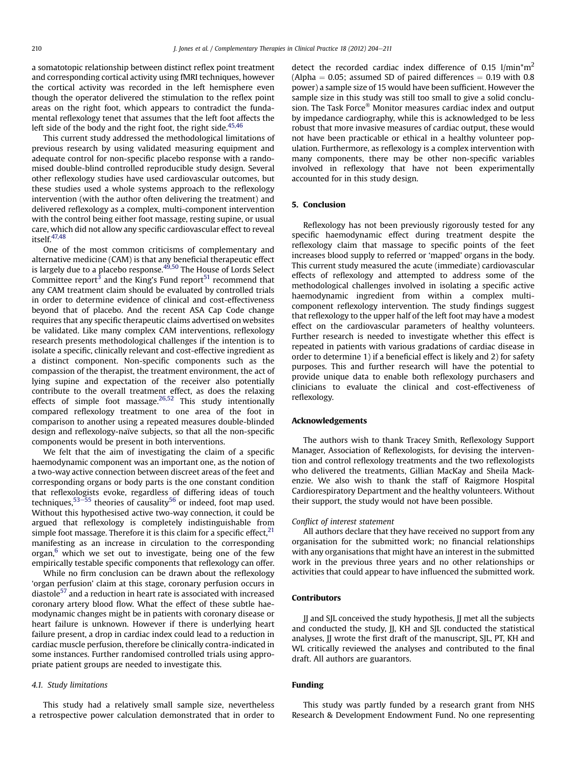a somatotopic relationship between distinct reflex point treatment and corresponding cortical activity using fMRI techniques, however the cortical activity was recorded in the left hemisphere even though the operator delivered the stimulation to the reflex point areas on the right foot, which appears to contradict the fundamental reflexology tenet that assumes that the left foot affects the left side of the body and the right foot, the right side.[45,46]

This current study addressed the methodological limitations of previous research by using validated measuring equipment and adequate control for non-specific placebo response with a randomised double-blind controlled reproducible study design. Several other reflexology studies have used cardiovascular outcomes, but these studies used a whole systems approach to the reflexology intervention (with the author often delivering the treatment) and delivered reflexology as a complex, multi-component intervention with the control being either foot massage, resting supine, or usual care, which did not allow any specific cardiovascular effect to reveal itself.[47,48]

One of the most common criticisms of complementary and alternative medicine (CAM) is that any beneficial therapeutic effect is largely due to a placebo response.[49,50] The House of Lords Select Committee report[3] and the King's Fund report[51] recommend that any CAM treatment claim should be evaluated by controlled trials in order to determine evidence of clinical and cost-effectiveness beyond that of placebo. And the recent ASA Cap Code change requires that any specific therapeutic claims advertised on websites be validated. Like many complex CAM interventions, reflexology research presents methodological challenges if the intention is to isolate a specific, clinically relevant and cost-effective ingredient as a distinct component. Non-specific components such as the compassion of the therapist, the treatment environment, the act of lying supine and expectation of the receiver also potentially contribute to the overall treatment effect, as does the relaxing effects of simple foot massage.[26,52] This study intentionally compared reflexology treatment to one area of the foot in comparison to another using a repeated measures double-blinded design and reflexology-naïve subjects, so that all the non-specific components would be present in both interventions.

We felt that the aim of investigating the claim of a specific haemodynamic component was an important one, as the notion of a two-way active connection between discreet areas of the feet and corresponding organs or body parts is the one constant condition that reflexologists evoke, regardless of differing ideas of touch techniques,[53–55] theories of causality[56] or indeed, foot map used. Without this hypothesised active two-way connection, it could be argued that reflexology is completely indistinguishable from simple foot massage. Therefore it is this claim for a specific effect,[21] manifesting as an increase in circulation to the corresponding organ,[6] which we set out to investigate, being one of the few empirically testable specific components that reflexology can offer.

While no firm conclusion can be drawn about the reflexology 'organ perfusion' claim at this stage, coronary perfusion occurs in diastole[57] and a reduction in heart rate is associated with increased coronary artery blood flow. What the effect of these subtle haemodynamic changes might be in patients with coronary disease or heart failure is unknown. However if there is underlying heart failure present, a drop in cardiac index could lead to a reduction in cardiac muscle perfusion, therefore be clinically contra-indicated in some instances. Further randomised controlled trials using appropriate patient groups are needed to investigate this.

### 4.1. Study limitations

This study had a relatively small sample size, nevertheless a retrospective power calculation demonstrated that in order to detect the recorded cardiac index difference of 0.15 $l/min*m^2$ (Alpha = 0.05; assumed SD of paired differences = 0.19 with 0.8 power) a sample size of 15 would have been sufficient. However the sample size in this study was still too small to give a solid conclusion. The Task Force® Monitor measures cardiac index and output by impedance cardiography, while this is acknowledged to be less robust that more invasive measures of cardiac output, these would not have been practicable or ethical in a healthy volunteer population. Furthermore, as reflexology is a complex intervention with many components, there may be other non-specific variables involved in reflexology that have not been experimentally accounted for in this study design.

## 5. Conclusion

Reflexology has not been previously rigorously tested for any specific haemodynamic effect during treatment despite the reflexology claim that massage to specific points of the feet increases blood supply to referred or 'mapped' organs in the body. This current study measured the acute (immediate) cardiovascular effects of reflexology and attempted to address some of the methodological challenges involved in isolating a specific active haemodynamic ingredient from within a complex multi-component reflexology intervention. The study findings suggest that reflexology to the upper half of the left foot may have a modest effect on the cardiovascular parameters of healthy volunteers. Further research is needed to investigate whether this effect is repeated in patients with various gradations of cardiac disease in order to determine 1) if a beneficial effect is likely and 2) for safety purposes. This and further research will have the potential to provide unique data to enable both reflexology purchasers and clinicians to evaluate the clinical and cost-effectiveness of reflexology.

## Acknowledgements

The authors wish to thank Tracey Smith, Reflexology Support Manager, Association of Reflexologists, for devising the intervention and control reflexology treatments and the two reflexologists who delivered the treatments, Gillian MacKay and Sheila Mackenzie. We also wish to thank the staff of Raigmore Hospital Cardiorespiratory Department and the healthy volunteers. Without their support, the study would not have been possible.

*Conflict of interest statement*

All authors declare that they have received no support from any organisation for the submitted work; no financial relationships with any organisations that might have an interest in the submitted work in the previous three years and no other relationships or activities that could appear to have influenced the submitted work.

## Contributors

JJ and SJL conceived the study hypothesis, JJ met all the subjects and conducted the study, JJ, KH and SJL conducted the statistical analyses, JJ wrote the first draft of the manuscript, SJL, PT, KH and WL critically reviewed the analyses and contributed to the final draft. All authors are guarantors.

## Funding

This study was partly funded by a research grant from NHS Research & Development Endowment Fund. No one representing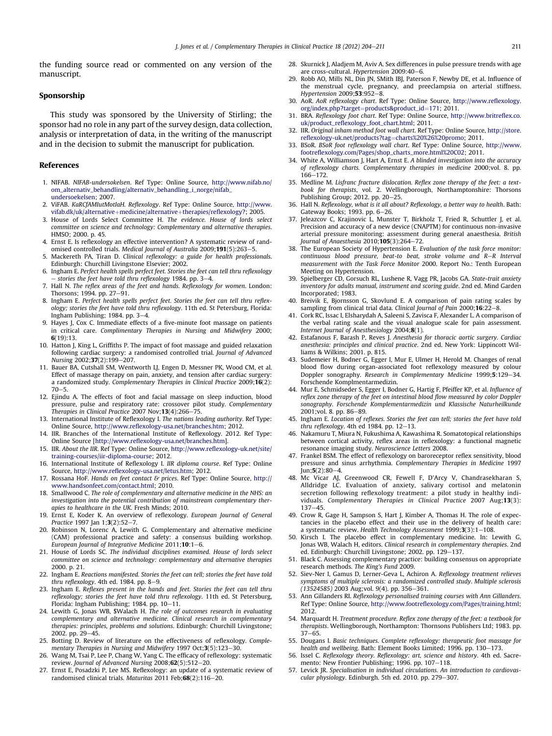the funding source read or commented on any version of the manuscript.

## Sponsorship

This study was sponsored by the University of Stirling; the sponsor had no role in any part of the survey design, data collection, analysis or interpretation of data, in the writing of the manuscript and in the decision to submit the manuscript for publication.

## References

1. NIFAB. *NIFAB-undersokelsen*. Ref Type: Online Source, http://www.nifab.no/om_alternativ_behandling/alternativ_behandling_i_norge/nifab_undersoekelsen; 2007.
2. ViFAB. *KaRCfAMIutMotIaH. Reflexology*. Ref Type: Online Source, http://www.vifab.dk/uk/alternative+medicine/alternative+therapies/reflexology?; 2005.
3. House of Lords Select Committee H. *The evidence. House of lords select committee on science and technology: Complementary and alternative therapies*. HMSO; 2000. p. 45.
4. Ernst E. Is reflexology an effective intervention? A systematic review of randomised controlled trials. *Medical Journal of Australia* 2009;**191**(5):263–5.
5. Mackereth PA, Tiran D. *Clinical reflexology: a guide for health professionals*. Edinburgh: Churchill Livingstone Elsevier; 2002.
6. Ingham E. *Perfect health spells perfect feet. Stories the feet can tell thru reflexology – stories the feet have told thru reflexology* 1984. pp. 3–4.
7. Hall N. *The reflex areas of the feet and hands. Reflexology for women*. London: Thorsons; 1994. pp. 27–91.
8. Ingham E. *Perfect health spells perfect feet. Stories the feet can tell thru reflexology; stories the feet have told thru reflexology*. 11th ed. St Petersburg, Florida: Ingham Publishing; 1984. pp. 3–4.
9. Hayes J, Cox C. Immediate effects of a five-minute foot massage on patients in critical care. *Complimentary Therapies in Nursing and Midwifery* 2000; **6**(19):13.
10. Hatton J, King L, Griffiths P. The impact of foot massage and guided relaxation following cardiac surgery: a randomised controlled trial. *Journal of Advanced Nursing* 2002;**37**(2):199–207.
11. Bauer BA, Cutshall SM, Wentworth LJ, Engen D, Messner PK, Wood CM, et al. Effect of massage therapy on pain, anxiety, and tension after cardiac surgery: a randomized study. *Complementary Therapies in Clinical Practice* 2009;**16**(2): 70–5.
12. Ejindu A. The effects of foot and facial massage on sleep induction, blood pressure, pulse and respiratory rate: crossover pilot study. *Complementary Therapies in Clinical Practice* 2007 Nov;**13**(4):266–75.
13. International Institute of Reflexology I. *The nations leading authority*. Ref Type: Online Source, http://www.reflexology-usa.net/branches.htm; 2012.
14. IIR. Branches of the International Institute of Reflexology. 2012. Ref Type: Online Source [http://www.reflexology-usa.net/branches.htm].
15. IIR. *About the IIR*. Ref Type: Online Source, http://www.reflexology-uk.net/site/training-courses/iir-diploma-course; 2012.
16. International Institute of Reflexology I. *IIR diploma course*. Ref Type: Online Source, http://www.reflexology-usa.net/letus.htm; 2012.
17. Rossana HoF. *Hands on feet contact & prices*. Ref Type: Online Source, http://www.handsonfeet.com/contact.html; 2010.
18. Smallwood C. *The role of complementary and alternative medicine in the NHS: an investigation into the potential contribution of mainstream complementary therapies to healthcare in the UK*. Fresh Minds; 2010.
19. Ernst E, Koder K. An overview of reflexology. *European Journal of General Practice* 1997 Jan 1;**3**(2):52–7.
20. Robinson N, Lorenc A, Lewith G. Complementary and alternative medicine (CAM) professional practice and safety: a consensus building workshop. *European Journal of Integrative Medicine* 2011;**10**:1–6.
21. House of Lords SC. *The individual disciplines examined. House of lords select committee on science and technology: complementary and alternative therapies* 2000. p. 21.
22. Ingham E. *Reactions manifested. Stories the feet can tell; stories the feet have told thru reflexology*. 4th ed. 1984. pp. 8–9.
23. Ingham E. *Reflexes present in the hands and feet. Stories the feet can tell thru reflexology; stories the feet have told thru reflexology*. 11th ed. St Petersburg, Florida: Ingham Publishing; 1984. pp. 10–11.
24. Lewith G, Jonas WB, $Walach H. *The role of outcomes research in evaluating complementary and alternative medicine. Clinical research in complementary therapies: principles, problems and solutions*. Edinburgh: Churchill Livingstone; 2002. pp. 29–45.
25. Botting D. Review of literature on the effectiveness of reflexology. *Complementary Therapies in Nursing and Midwifery* 1997 Oct;**3**(5):123–30.
26. Wang M, Tsai P, Lee P, Chang W, Yang C. The efficacy of reflexology: systematic review. *Journal of Advanced Nursing* 2008;**62**(5):512–20.
27. Ernst E, Posadzki P, Lee MS. Reflexology: an update of a systematic review of randomised clinical trials. *Maturitas* 2011 Feb;**68**(2):116–20.
28. Skurnick J, Aladjem M, Aviv A. Sex differences in pulse pressure trends with age are cross-cultural. *Hypertension* 2009:40–6.
29. Robb AO, Mills NL, Din JN, SMith IBJ, Paterson F, Newby DE, et al. Influence of the menstrual cycle, pregnancy, and preeclampsia on arterial stiffness. *Hypertension* 2009;**53**:952–8.
30. AoR. *AoR reflexology chart*. Ref Type: Online Source, http://www.reflexology.org/index.php?target=products&product_id=171; 2011.
31. BRA. *Reflexology foot chart*. Ref Type: Online Source, http://www.britreflex.co.uk/product_reflexology_foot_chart.html; 2011.
32. IIR. *Original inham method foot wall chart*. Ref Type: Online Source, http://store.reflexology-uk.net/products?tag=charts%20%26%20promo; 2011.
33. BSoR. *BSoR foot reflexology wall chart*. Ref Type: Online Source, http://www.footreflexology.com/Pages/shop_charts_more.html%20C02; 2011.
34. White A, Williamson J, Hart A, Ernst E. *A blinded investigation into the accuracy of reflexology charts. Complementary therapies in medicine* 2000;vol. 8. pp. 166–172.
35. Medline M. *Lisfranc fracture dislocation. Reflex zone therapy of the feet: a textbook for therapists*, vol. 2. Wellingborough, Northamptonshire: Thorsons Publishing Group; 2012. pp. 20–25.
36. Hall N. *Reflexology, what is it all about? Reflexology, a better way to health*. Bath: Gateway Books; 1993. pp. 6–26.
37. Jeleazcov C, Krajinovic L, Munster T, Birkholz T, Fried R, Schuttler J, et al. Precision and accuracy of a new device (CNAPTM) for continuous non-invasive arterial pressure monitoring: assessment during general anaesthesia. *British Journal of Anaesthesia* 2010;**105**(3):264–72.
38. The European Society of Hypertension E. *Evaluation of the task force monitor: continuous blood pressure, beat-to beat, stroke volume and R–R Interval measurement with the Task Force Monitor* 2000. Report No.: Tenth European Meeting on Hypertension.
39. Spielberger CD, Gorsuch RL, Lushene R, Vagg PR, Jacobs GA. *State-trait anxiety inventory for adults manual, instrument and scoring guide*. 2nd ed. Mind Garden Incorporated; 1983.
40. Breivik E, Bjornsson G, Skovlund E. A comparison of pain rating scales by sampling from clinical trial data. *Clinical Journal of Pain* 2000;**16**:22–8.
41. Cork RC, Issac I, Elsharydah A, Saleeni S, Zavisca F, Alexander L. A comparison of the verbal rating scale and the visual analogue scale for pain assessment. *Internet Journal of Anesthesiology* 2004;**8**(1).
42. Estafanous F, Barash P, Reves J. *Anesthesia for thoracic aortic surgery. Cardiac anesthesia: principles and clinical practice*. 2nd ed. New York: Lippincott Williams & Wilkins; 2001. p. 815.
43. Sudemeier H, Bodner G, Egger I, Mur E, Ulmer H, Herold M. Changes of renal blood flow during organ-associated foot reflexology measured by colour Doppler sonography. *Research in Complementary Medicine* 1999;**5**:129–34. Forschende Komplmentarmedizin.
44. Mur E, Schmidseder S, Egger I, Bodner G, Hartig F, Pfeiffer KP, et al. *Influence of reflex zone therapy of the feet on intestinal blood flow measured by color Doppler sonography. Forschende Komplementarmedizin und Klassische Naturheilkunde* 2001;vol. 8. pp. 86–89.
45. Ingham E. *Location of reflexes. Stories the feet can tell; stories the feet have told thru reflexology*. 4th ed 1984. pp. 12–13.
46. Nakamuru T, Miura N, Fukushima A, Kawashima R. Somatotopical relationships between cortical activity, reflex areas in reflexology: a functional magnetic resonance imaging study. *Neuroscience Letters* 2008.
47. Frankel BSM. The effect of reflexology on baroreceptor reflex sensitivity, blood pressure and sinus arrhythmia. *Complementary Therapies in Medicine* 1997 Jun;**5**(2):80–4.
48. Mc Vicar AJ, Greenwood CR, Fewell F, D'Arcy V, Chandrasekharan S, Alldridge LC. Evaluation of anxiety, salivary cortisol and melatonin secretion following reflexology treatment: a pilot study in healthy individuals. *Complementary Therapies in Clinical Practice* 2007 Aug;**13**(3): 137–45.
49. Crow R, Gage H, Sampson S, Hart J, Kimber A, Thomas H. The role of expectancies in the placebo effect and their use in the delivery of health care: a systematic review. *Health Technology Assessment* 1999;**3**(3):1–108.
50. Kirsch I. The placebo effect in complementary medicine. In: Lewith G, Jonas WB, Walach H, editors. *Clinical research in complementary therapies*. 2nd ed. Edinburgh: Churchill Livingstone; 2002. pp. 129–137.
51. Black C. Assessing complementary practice: building consensus on appropriate research methods. *The King's Fund* 2009.
52. Siev-Ner I, Gamus D, Lerner-Geva L, Achiron A. *Reflexology treatment relieves symptoms of multiple sclerosis: a randomized controlled study. Multiple sclerosis (13524585)* 2003 Aug;vol. 9(4). pp. 356–361.
53. Ann Gillanders RI. *Reflexology personalised training courses with Ann Gillanders*. Ref Type: Online Source, http://www.footreflexology.com/Pages/training.html; 2012.
54. Marquardt H. *Treatment procedure. Reflex zone therapy of the feet: a textbook for therapists*. Wellingborough, Northampton: Thornsons Publishers Ltd; 1983. pp. 37–65.
55. Dougans I. *Basic techniques. Complete reflexology: therapeutic foot massage for health and wellbeing*. Bath: Element Books Limited; 1996. pp. 130–173.
56. Issel C. *Reflexology theory. Reflexology: art, science and history*. 4th ed. Sacremento: New Frontier Publishing; 1996. pp. 107–118.
57. Levick JR. *Specialisation in individual circulations. An introduction to cardiovascular physiology*. Edinburgh. 5th ed. 2010. pp. 279–307.